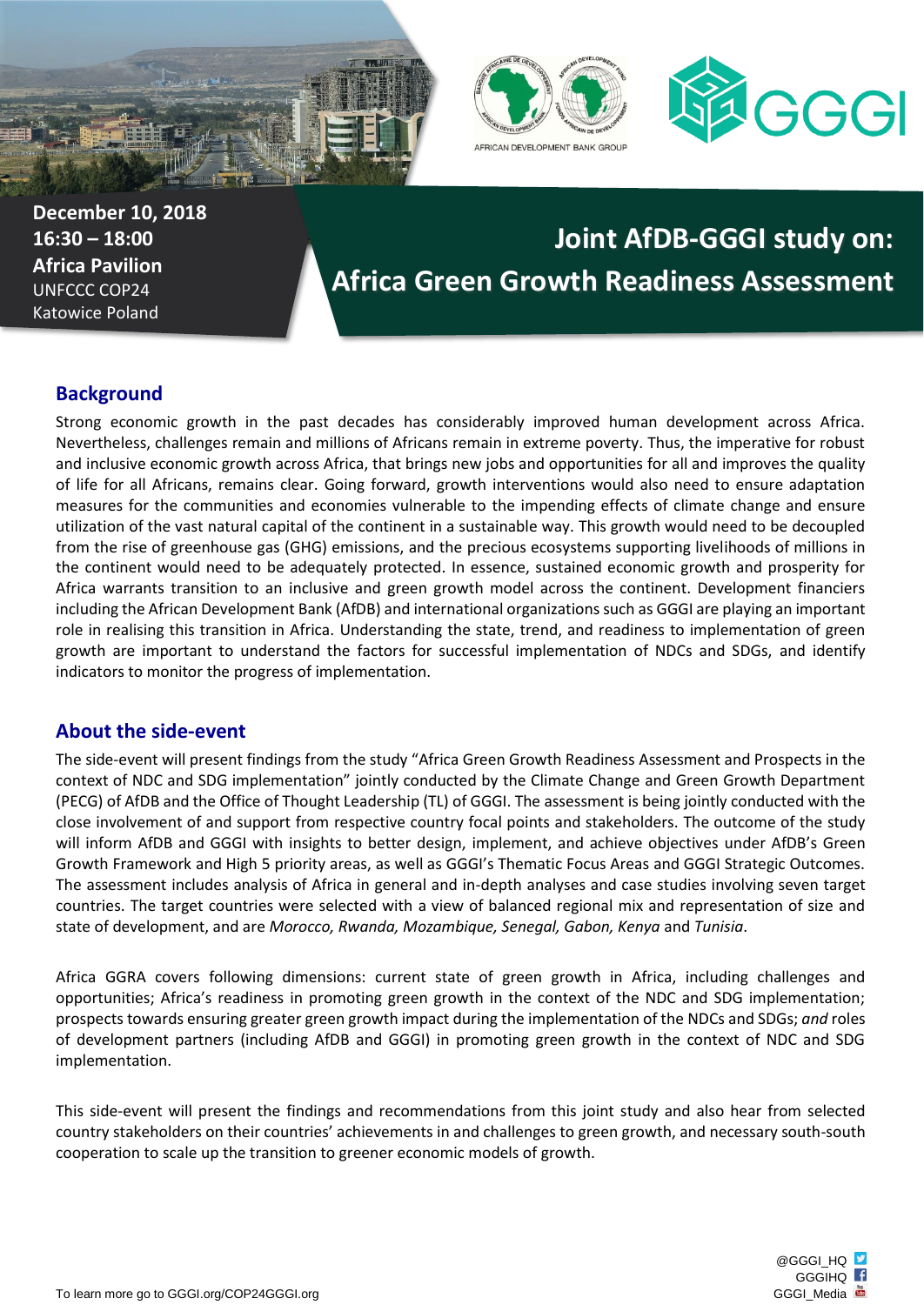**December 10, 2018**
**16:30 – 18:00**
**Africa Pavilion**
UNFCCC COP24
Katowice Poland

# Joint AfDB-GGGI study on: Africa Green Growth Readiness Assessment

## Background

Strong economic growth in the past decades has considerably improved human development across Africa. Nevertheless, challenges remain and millions of Africans remain in extreme poverty. Thus, the imperative for robust and inclusive economic growth across Africa, that brings new jobs and opportunities for all and improves the quality of life for all Africans, remains clear. Going forward, growth interventions would also need to ensure adaptation measures for the communities and economies vulnerable to the impending effects of climate change and ensure utilization of the vast natural capital of the continent in a sustainable way. This growth would need to be decoupled from the rise of greenhouse gas (GHG) emissions, and the precious ecosystems supporting livelihoods of millions in the continent would need to be adequately protected. In essence, sustained economic growth and prosperity for Africa warrants transition to an inclusive and green growth model across the continent. Development financiers including the African Development Bank (AfDB) and international organizations such as GGGI are playing an important role in realising this transition in Africa. Understanding the state, trend, and readiness to implementation of green growth are important to understand the factors for successful implementation of NDCs and SDGs, and identify indicators to monitor the progress of implementation.

## About the side-event

The side-event will present findings from the study "Africa Green Growth Readiness Assessment and Prospects in the context of NDC and SDG implementation" jointly conducted by the Climate Change and Green Growth Department (PECG) of AfDB and the Office of Thought Leadership (TL) of GGGI. The assessment is being jointly conducted with the close involvement of and support from respective country focal points and stakeholders. The outcome of the study will inform AfDB and GGGI with insights to better design, implement, and achieve objectives under AfDB's Green Growth Framework and High 5 priority areas, as well as GGGI's Thematic Focus Areas and GGGI Strategic Outcomes. The assessment includes analysis of Africa in general and in-depth analyses and case studies involving seven target countries. The target countries were selected with a view of balanced regional mix and representation of size and state of development, and are *Morocco, Rwanda, Mozambique, Senegal, Gabon, Kenya* and *Tunisia*.

Africa GGRA covers following dimensions: current state of green growth in Africa, including challenges and opportunities; Africa's readiness in promoting green growth in the context of the NDC and SDG implementation; prospects towards ensuring greater green growth impact during the implementation of the NDCs and SDGs; *and* roles of development partners (including AfDB and GGGI) in promoting green growth in the context of NDC and SDG implementation.

This side-event will present the findings and recommendations from this joint study and also hear from selected country stakeholders on their countries' achievements in and challenges to green growth, and necessary south-south cooperation to scale up the transition to greener economic models of growth.

To learn more go to GGGI.org/COP24GGGI.org

@GGGI_HQ
GGGIHQ
GGGI_Media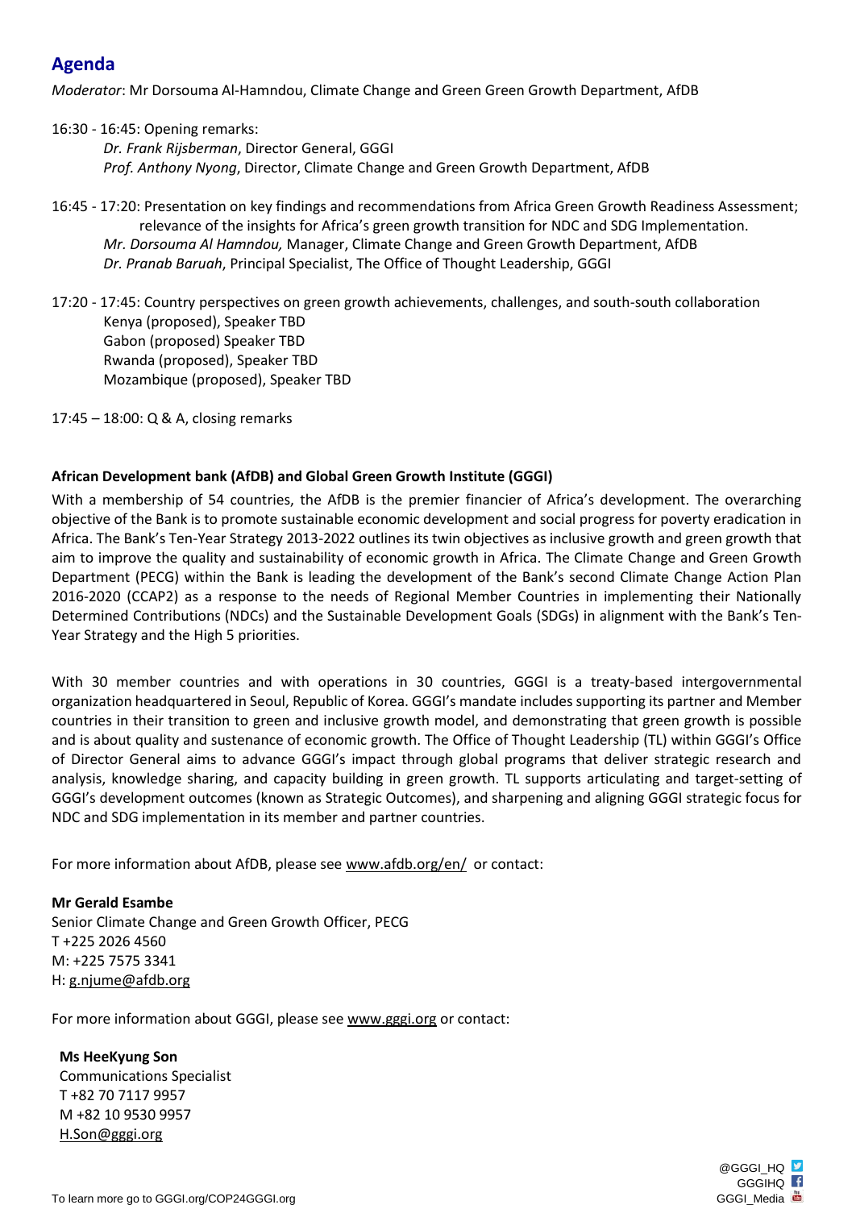## Agenda

*Moderator*: Mr Dorsouma Al-Hamndou, Climate Change and Green Green Growth Department, AfDB

16:30 - 16:45: Opening remarks:

*Dr. Frank Rijsberman*, Director General, GGGI
*Prof. Anthony Nyong*, Director, Climate Change and Green Growth Department, AfDB

16:45 - 17:20: Presentation on key findings and recommendations from Africa Green Growth Readiness Assessment; relevance of the insights for Africa's green growth transition for NDC and SDG Implementation.

*Mr. Dorsouma Al Hamndou,* Manager, Climate Change and Green Growth Department, AfDB
*Dr. Pranab Baruah*, Principal Specialist, The Office of Thought Leadership, GGGI

17:20 - 17:45: Country perspectives on green growth achievements, challenges, and south-south collaboration

Kenya (proposed), Speaker TBD
Gabon (proposed) Speaker TBD
Rwanda (proposed), Speaker TBD
Mozambique (proposed), Speaker TBD

17:45 – 18:00: Q & A, closing remarks

**African Development bank (AfDB) and Global Green Growth Institute (GGGI)**

With a membership of 54 countries, the AfDB is the premier financier of Africa's development. The overarching objective of the Bank is to promote sustainable economic development and social progress for poverty eradication in Africa. The Bank's Ten-Year Strategy 2013-2022 outlines its twin objectives as inclusive growth and green growth that aim to improve the quality and sustainability of economic growth in Africa. The Climate Change and Green Growth Department (PECG) within the Bank is leading the development of the Bank's second Climate Change Action Plan 2016-2020 (CCAP2) as a response to the needs of Regional Member Countries in implementing their Nationally Determined Contributions (NDCs) and the Sustainable Development Goals (SDGs) in alignment with the Bank's Ten-Year Strategy and the High 5 priorities.

With 30 member countries and with operations in 30 countries, GGGI is a treaty-based intergovernmental organization headquartered in Seoul, Republic of Korea. GGGI's mandate includes supporting its partner and Member countries in their transition to green and inclusive growth model, and demonstrating that green growth is possible and is about quality and sustenance of economic growth. The Office of Thought Leadership (TL) within GGGI's Office of Director General aims to advance GGGI's impact through global programs that deliver strategic research and analysis, knowledge sharing, and capacity building in green growth. TL supports articulating and target-setting of GGGI's development outcomes (known as Strategic Outcomes), and sharpening and aligning GGGI strategic focus for NDC and SDG implementation in its member and partner countries.

For more information about AfDB, please see www.afdb.org/en/ or contact:

**Mr Gerald Esambe**
Senior Climate Change and Green Growth Officer, PECG
T +225 2026 4560
M: +225 7575 3341
H: g.njume@afdb.org

For more information about GGGI, please see www.gggi.org or contact:

**Ms HeeKyung Son**
Communications Specialist
T +82 70 7117 9957
M +82 10 9530 9957
H.Son@gggi.org

To learn more go to GGGI.org/COP24GGGI.org

@GGGI_HQ
GGGIHQ
GGGI_Media